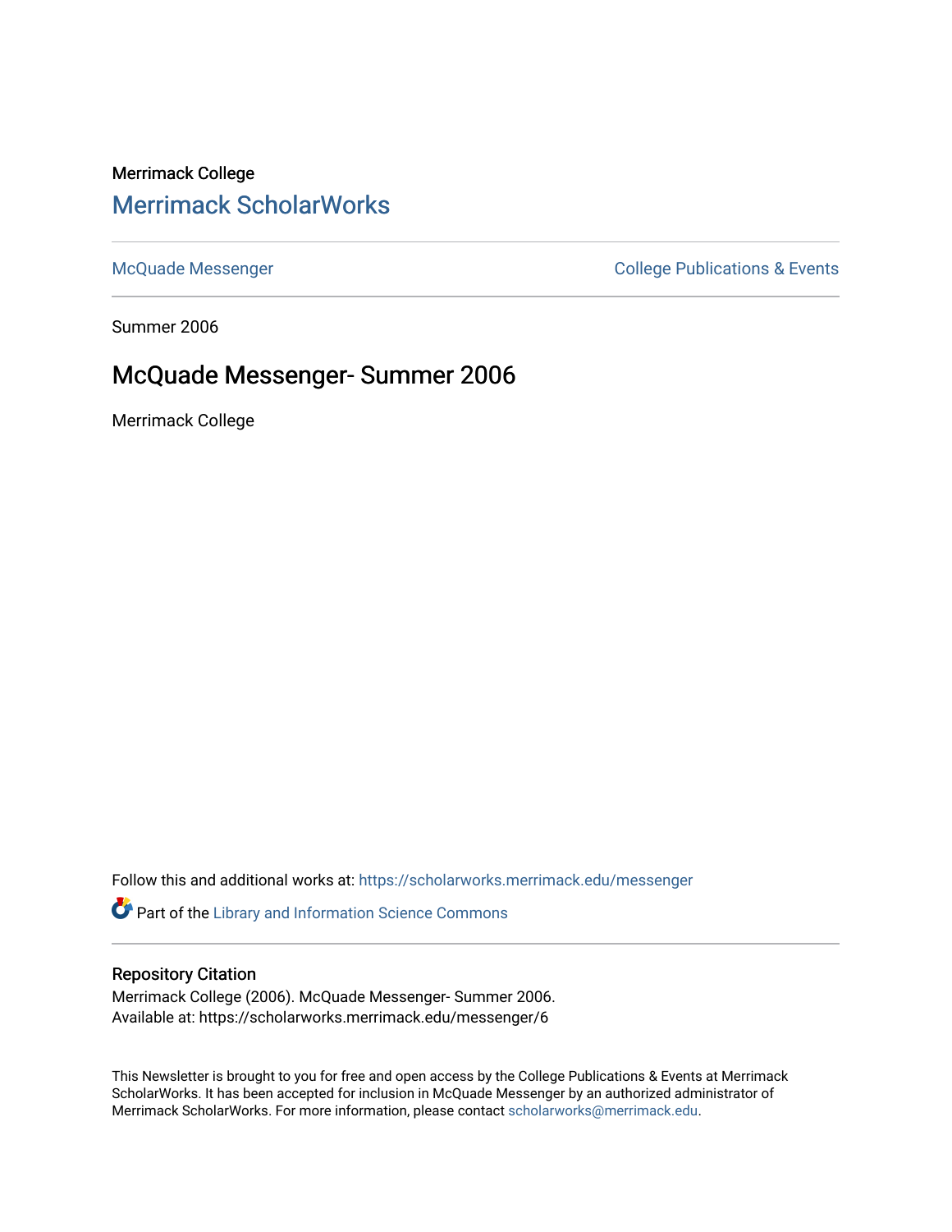Merrimack College

# Merrimack ScholarWorks

McQuade Messenger

College Publications & Events

Summer 2006

## McQuade Messenger- Summer 2006

Merrimack College

Follow this and additional works at: https://scholarworks.merrimack.edu/messenger

Part of the Library and Information Science Commons

### Repository Citation

Merrimack College (2006). McQuade Messenger- Summer 2006.
Available at: https://scholarworks.merrimack.edu/messenger/6

This Newsletter is brought to you for free and open access by the College Publications & Events at Merrimack ScholarWorks. It has been accepted for inclusion in McQuade Messenger by an authorized administrator of Merrimack ScholarWorks. For more information, please contact scholarworks@merrimack.edu.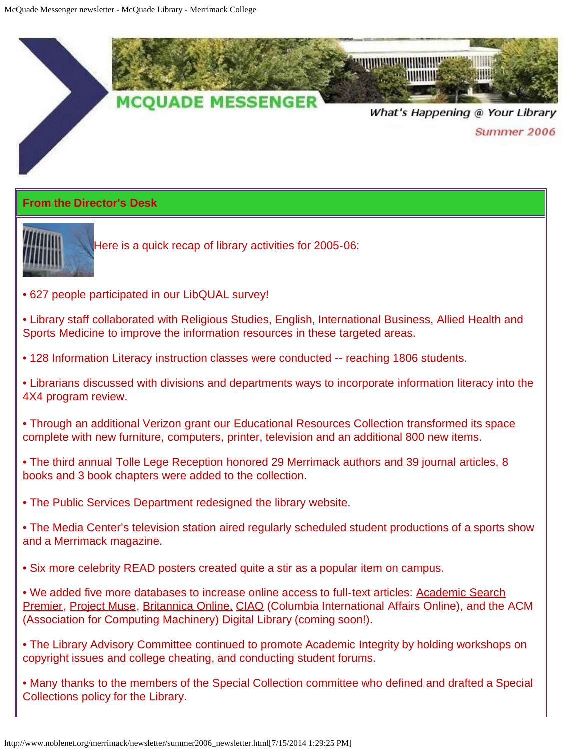# MCQUADE MESSENGER

*What's Happening @ Your Library*

*Summer 2006*

## From the Director's Desk

Here is a quick recap of library activities for 2005-06:

• 627 people participated in our LibQUAL survey!

• Library staff collaborated with Religious Studies, English, International Business, Allied Health and Sports Medicine to improve the information resources in these targeted areas.

• 128 Information Literacy instruction classes were conducted -- reaching 1806 students.

• Librarians discussed with divisions and departments ways to incorporate information literacy into the 4X4 program review.

• Through an additional Verizon grant our Educational Resources Collection transformed its space complete with new furniture, computers, printer, television and an additional 800 new items.

• The third annual Tolle Lege Reception honored 29 Merrimack authors and 39 journal articles, 8 books and 3 book chapters were added to the collection.

• The Public Services Department redesigned the library website.

• The Media Center's television station aired regularly scheduled student productions of a sports show and a Merrimack magazine.

• Six more celebrity READ posters created quite a stir as a popular item on campus.

• We added five more databases to increase online access to full-text articles: Academic Search Premier, Project Muse, Britannica Online, CIAO (Columbia International Affairs Online), and the ACM (Association for Computing Machinery) Digital Library (coming soon!).

• The Library Advisory Committee continued to promote Academic Integrity by holding workshops on copyright issues and college cheating, and conducting student forums.

• Many thanks to the members of the Special Collection committee who defined and drafted a Special Collections policy for the Library.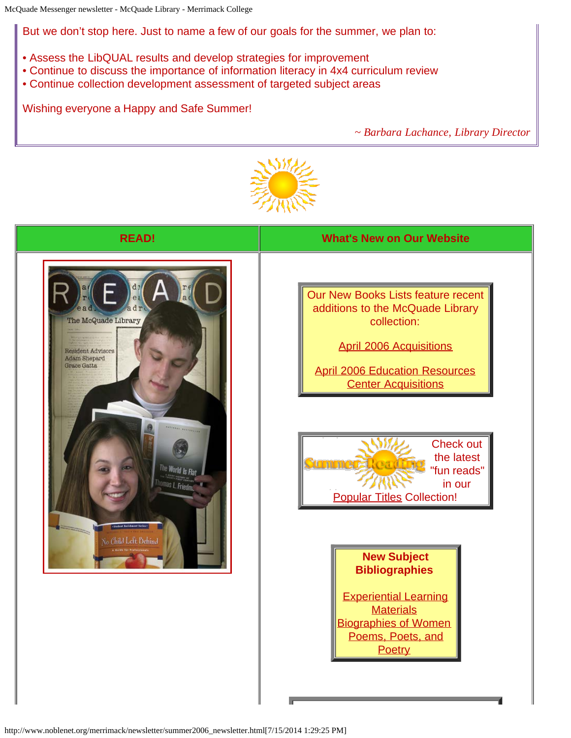But we don't stop here. Just to name a few of our goals for the summer, we plan to:

- Assess the LibQUAL results and develop strategies for improvement
- Continue to discuss the importance of information literacy in 4x4 curriculum review
- Continue collection development assessment of targeted subject areas

Wishing everyone a Happy and Safe Summer!

*~ Barbara Lachance, Library Director*

| READ! | What's New on Our Website |
| --- | --- |
| | Our New Books Lists feature recent additions to the McQuade Library collection:<br><br>April 2006 Acquisitions<br><br>April 2006 Education Resources Center Acquisitions<br><br>Check out the latest "fun reads" in our Popular Titles Collection!<br><br>**New Subject Bibliographies**<br><br>Experiential Learning Materials<br>Biographies of Women<br>Poems, Poets, and Poetry |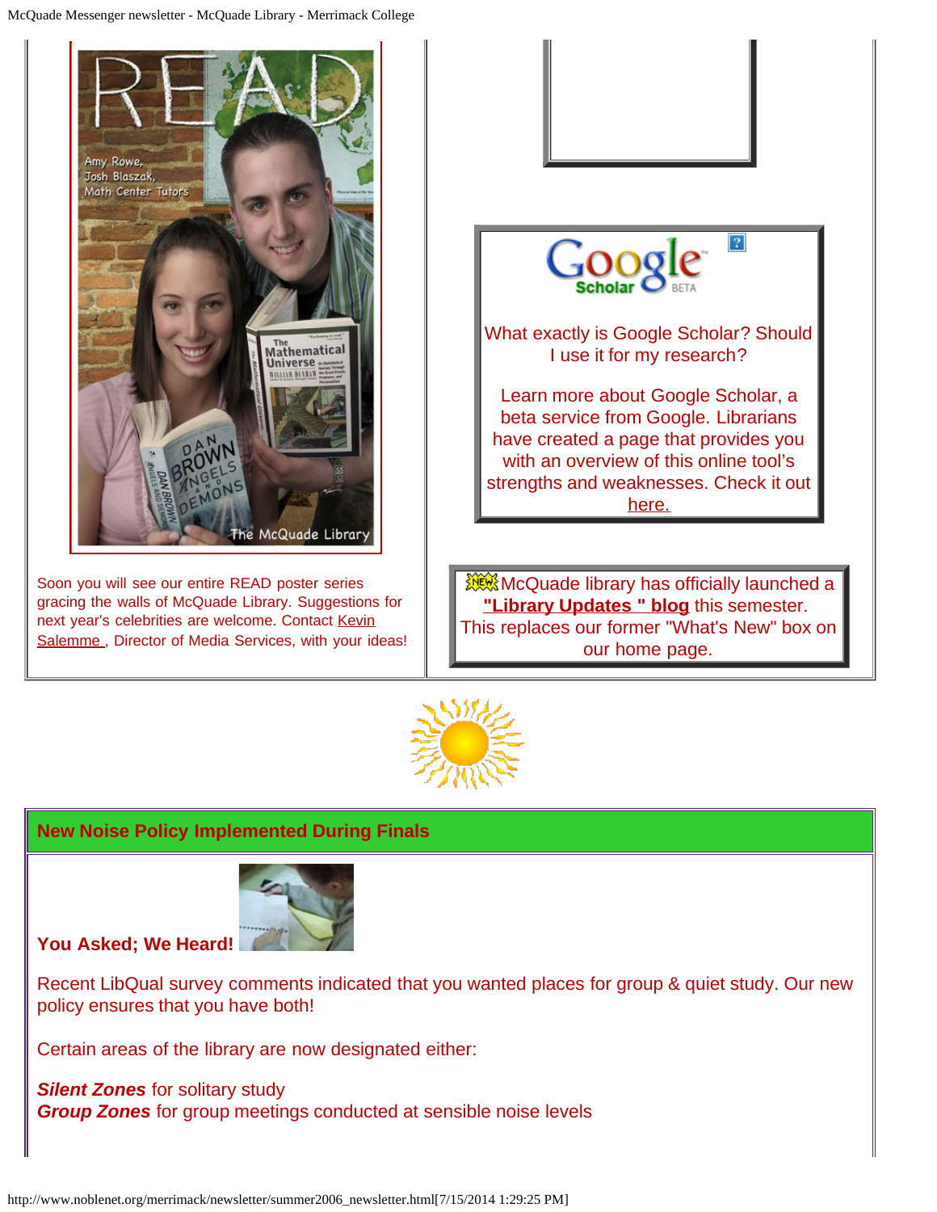Soon you will see our entire READ poster series gracing the walls of McQuade Library. Suggestions for next year's celebrities are welcome. Contact Kevin Salemme , Director of Media Services, with your ideas!

What exactly is Google Scholar? Should I use it for my research?

Learn more about Google Scholar, a beta service from Google. Librarians have created a page that provides you with an overview of this online tool's strengths and weaknesses. Check it out here.

McQuade library has officially launched a **"Library Updates " blog** this semester. This replaces our former "What's New" box on our home page.

## New Noise Policy Implemented During Finals

**You Asked; We Heard!**

Recent LibQual survey comments indicated that you wanted places for group & quiet study. Our new policy ensures that you have both!

Certain areas of the library are now designated either:

***Silent Zones*** for solitary study
***Group Zones*** for group meetings conducted at sensible noise levels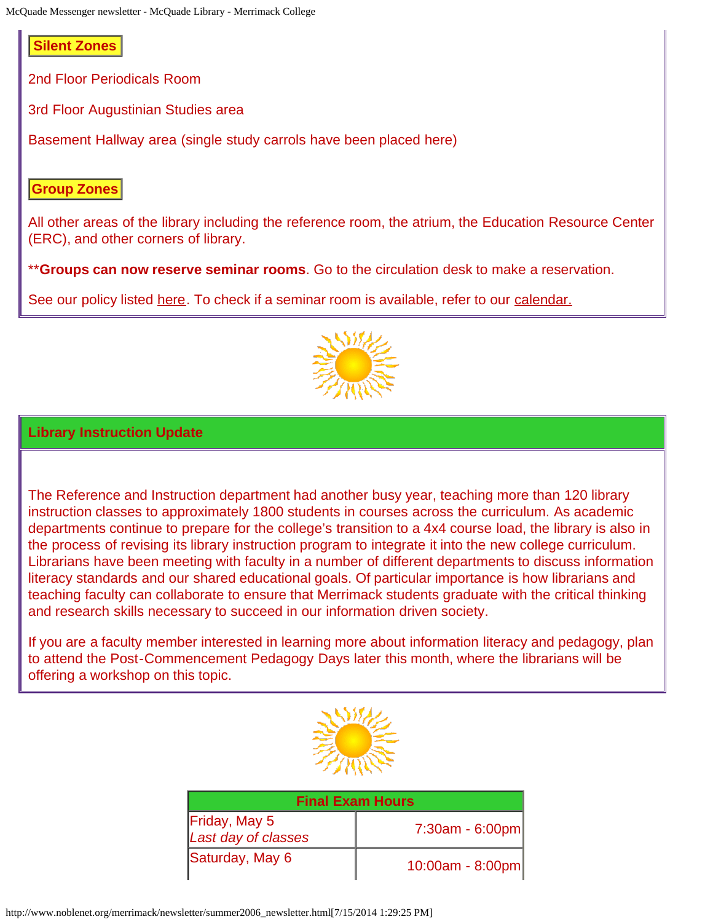### Silent Zones

2nd Floor Periodicals Room

3rd Floor Augustinian Studies area

Basement Hallway area (single study carrols have been placed here)

### Group Zones

All other areas of the library including the reference room, the atrium, the Education Resource Center (ERC), and other corners of library.

****Groups can now reserve seminar rooms**. Go to the circulation desk to make a reservation.

See our policy listed here. To check if a seminar room is available, refer to our calendar.

## Library Instruction Update

The Reference and Instruction department had another busy year, teaching more than 120 library instruction classes to approximately 1800 students in courses across the curriculum. As academic departments continue to prepare for the college's transition to a 4x4 course load, the library is also in the process of revising its library instruction program to integrate it into the new college curriculum. Librarians have been meeting with faculty in a number of different departments to discuss information literacy standards and our shared educational goals. Of particular importance is how librarians and teaching faculty can collaborate to ensure that Merrimack students graduate with the critical thinking and research skills necessary to succeed in our information driven society.

If you are a faculty member interested in learning more about information literacy and pedagogy, plan to attend the Post-Commencement Pedagogy Days later this month, where the librarians will be offering a workshop on this topic.

| Final Exam Hours | |
|---|---|
| Friday, May 5 *Last day of classes* | 7:30am - 6:00pm |
| Saturday, May 6 | 10:00am - 8:00pm |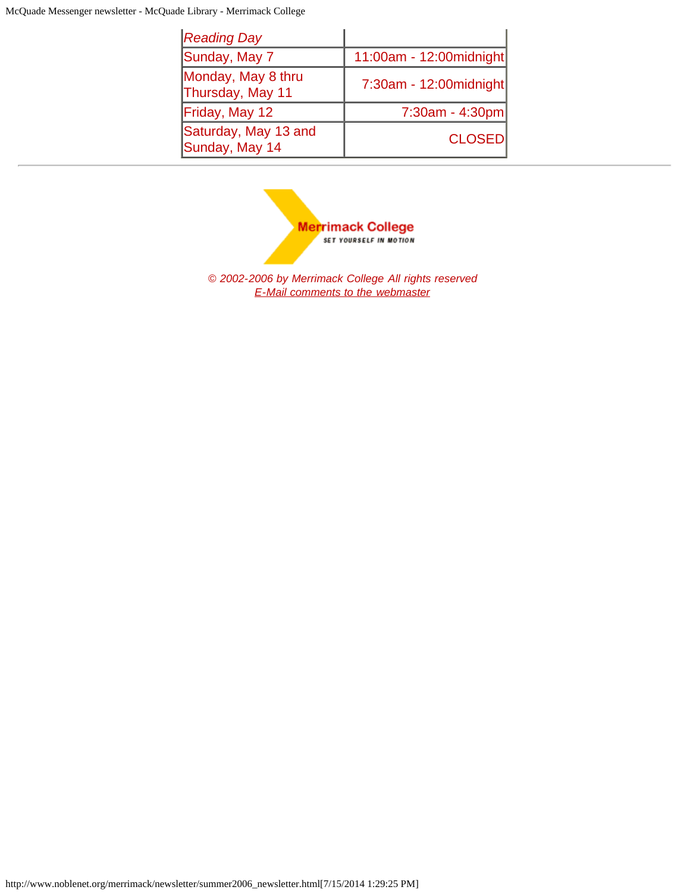| | |
|---|---|
| *Reading Day* | |
| Sunday, May 7 | 11:00am - 12:00midnight |
| Monday, May 8 thru Thursday, May 11 | 7:30am - 12:00midnight |
| Friday, May 12 | 7:30am - 4:30pm |
| Saturday, May 13 and Sunday, May 14 | CLOSED |

---

Merrimack College
SET YOURSELF IN MOTION

*© 2002-2006 by Merrimack College All rights reserved*
*E-Mail comments to the webmaster*